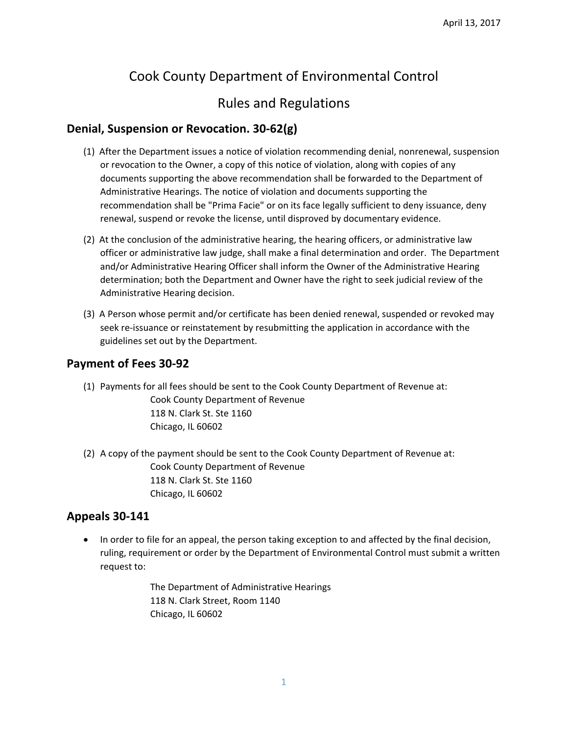April 13, 2017

# Cook County Department of Environmental Control

# Rules and Regulations

## Denial, Suspension or Revocation. 30-62(g)

(1) After the Department issues a notice of violation recommending denial, nonrenewal, suspension or revocation to the Owner, a copy of this notice of violation, along with copies of any documents supporting the above recommendation shall be forwarded to the Department of Administrative Hearings. The notice of violation and documents supporting the recommendation shall be "Prima Facie" or on its face legally sufficient to deny issuance, deny renewal, suspend or revoke the license, until disproved by documentary evidence.

(2) At the conclusion of the administrative hearing, the hearing officers, or administrative law officer or administrative law judge, shall make a final determination and order. The Department and/or Administrative Hearing Officer shall inform the Owner of the Administrative Hearing determination; both the Department and Owner have the right to seek judicial review of the Administrative Hearing decision.

(3) A Person whose permit and/or certificate has been denied renewal, suspended or revoked may seek re-issuance or reinstatement by resubmitting the application in accordance with the guidelines set out by the Department.

## Payment of Fees 30-92

(1) Payments for all fees should be sent to the Cook County Department of Revenue at:

Cook County Department of Revenue
118 N. Clark St. Ste 1160
Chicago, IL 60602

(2) A copy of the payment should be sent to the Cook County Department of Revenue at:

Cook County Department of Revenue
118 N. Clark St. Ste 1160
Chicago, IL 60602

## Appeals 30-141

- In order to file for an appeal, the person taking exception to and affected by the final decision, ruling, requirement or order by the Department of Environmental Control must submit a written request to:

The Department of Administrative Hearings
118 N. Clark Street, Room 1140
Chicago, IL 60602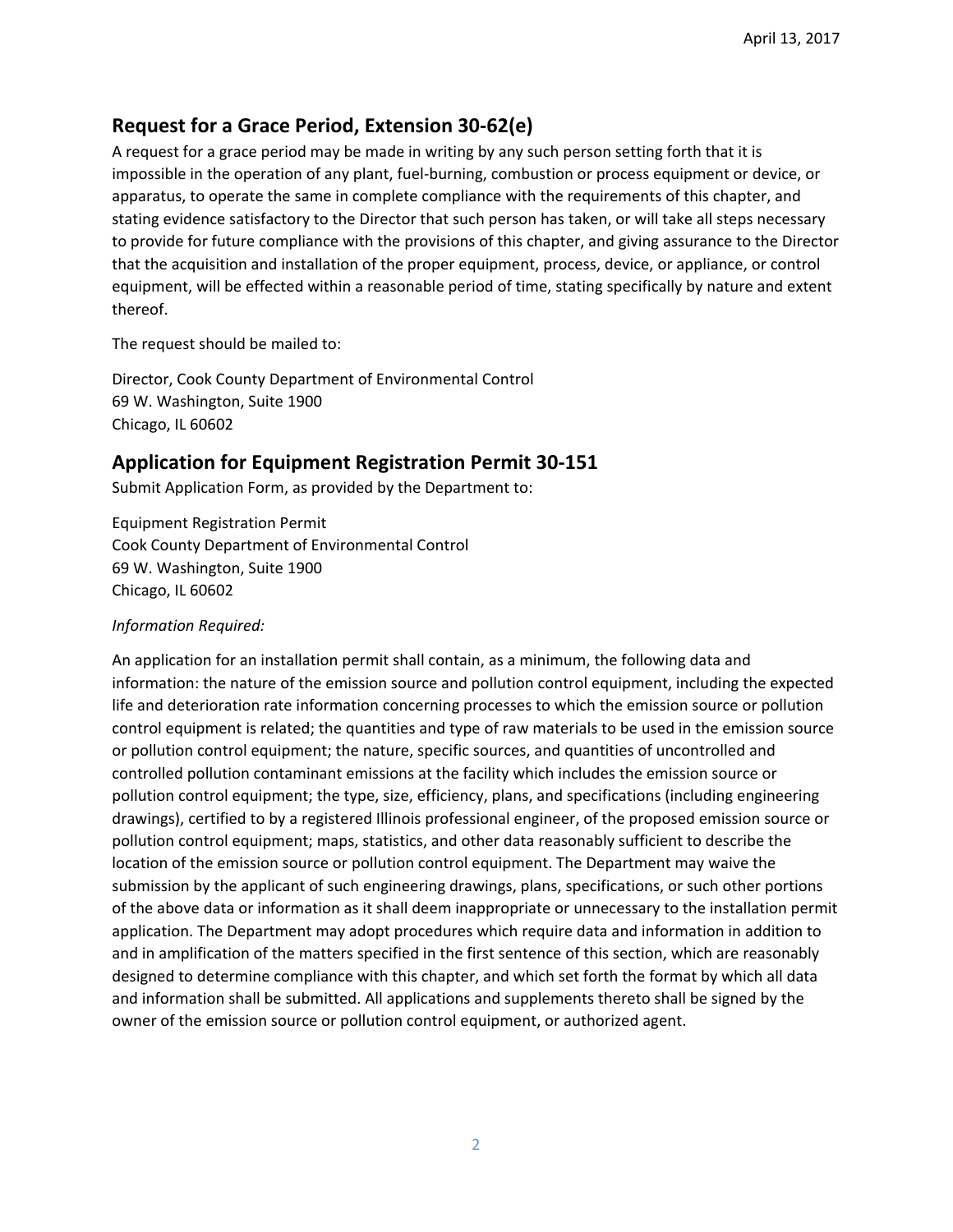## Request for a Grace Period, Extension 30-62(e)

A request for a grace period may be made in writing by any such person setting forth that it is impossible in the operation of any plant, fuel-burning, combustion or process equipment or device, or apparatus, to operate the same in complete compliance with the requirements of this chapter, and stating evidence satisfactory to the Director that such person has taken, or will take all steps necessary to provide for future compliance with the provisions of this chapter, and giving assurance to the Director that the acquisition and installation of the proper equipment, process, device, or appliance, or control equipment, will be effected within a reasonable period of time, stating specifically by nature and extent thereof.

The request should be mailed to:

Director, Cook County Department of Environmental Control
69 W. Washington, Suite 1900
Chicago, IL 60602

## Application for Equipment Registration Permit 30-151

Submit Application Form, as provided by the Department to:

Equipment Registration Permit
Cook County Department of Environmental Control
69 W. Washington, Suite 1900
Chicago, IL 60602

*Information Required:*

An application for an installation permit shall contain, as a minimum, the following data and information: the nature of the emission source and pollution control equipment, including the expected life and deterioration rate information concerning processes to which the emission source or pollution control equipment is related; the quantities and type of raw materials to be used in the emission source or pollution control equipment; the nature, specific sources, and quantities of uncontrolled and controlled pollution contaminant emissions at the facility which includes the emission source or pollution control equipment; the type, size, efficiency, plans, and specifications (including engineering drawings), certified to by a registered Illinois professional engineer, of the proposed emission source or pollution control equipment; maps, statistics, and other data reasonably sufficient to describe the location of the emission source or pollution control equipment. The Department may waive the submission by the applicant of such engineering drawings, plans, specifications, or such other portions of the above data or information as it shall deem inappropriate or unnecessary to the installation permit application. The Department may adopt procedures which require data and information in addition to and in amplification of the matters specified in the first sentence of this section, which are reasonably designed to determine compliance with this chapter, and which set forth the format by which all data and information shall be submitted. All applications and supplements thereto shall be signed by the owner of the emission source or pollution control equipment, or authorized agent.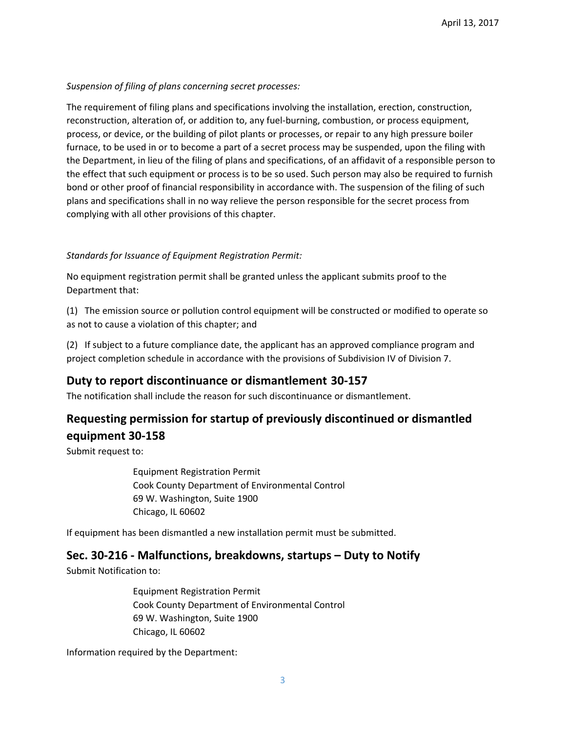*Suspension of filing of plans concerning secret processes:*

The requirement of filing plans and specifications involving the installation, erection, construction, reconstruction, alteration of, or addition to, any fuel-burning, combustion, or process equipment, process, or device, or the building of pilot plants or processes, or repair to any high pressure boiler furnace, to be used in or to become a part of a secret process may be suspended, upon the filing with the Department, in lieu of the filing of plans and specifications, of an affidavit of a responsible person to the effect that such equipment or process is to be so used. Such person may also be required to furnish bond or other proof of financial responsibility in accordance with. The suspension of the filing of such plans and specifications shall in no way relieve the person responsible for the secret process from complying with all other provisions of this chapter.

*Standards for Issuance of Equipment Registration Permit:*

No equipment registration permit shall be granted unless the applicant submits proof to the Department that:

(1) The emission source or pollution control equipment will be constructed or modified to operate so as not to cause a violation of this chapter; and

(2) If subject to a future compliance date, the applicant has an approved compliance program and project completion schedule in accordance with the provisions of Subdivision IV of Division 7.

## Duty to report discontinuance or dismantlement 30-157

The notification shall include the reason for such discontinuance or dismantlement.

## Requesting permission for startup of previously discontinued or dismantled equipment 30-158

Submit request to:

Equipment Registration Permit
Cook County Department of Environmental Control
69 W. Washington, Suite 1900
Chicago, IL 60602

If equipment has been dismantled a new installation permit must be submitted.

## Sec. 30-216 - Malfunctions, breakdowns, startups – Duty to Notify

Submit Notification to:

Equipment Registration Permit
Cook County Department of Environmental Control
69 W. Washington, Suite 1900
Chicago, IL 60602

Information required by the Department: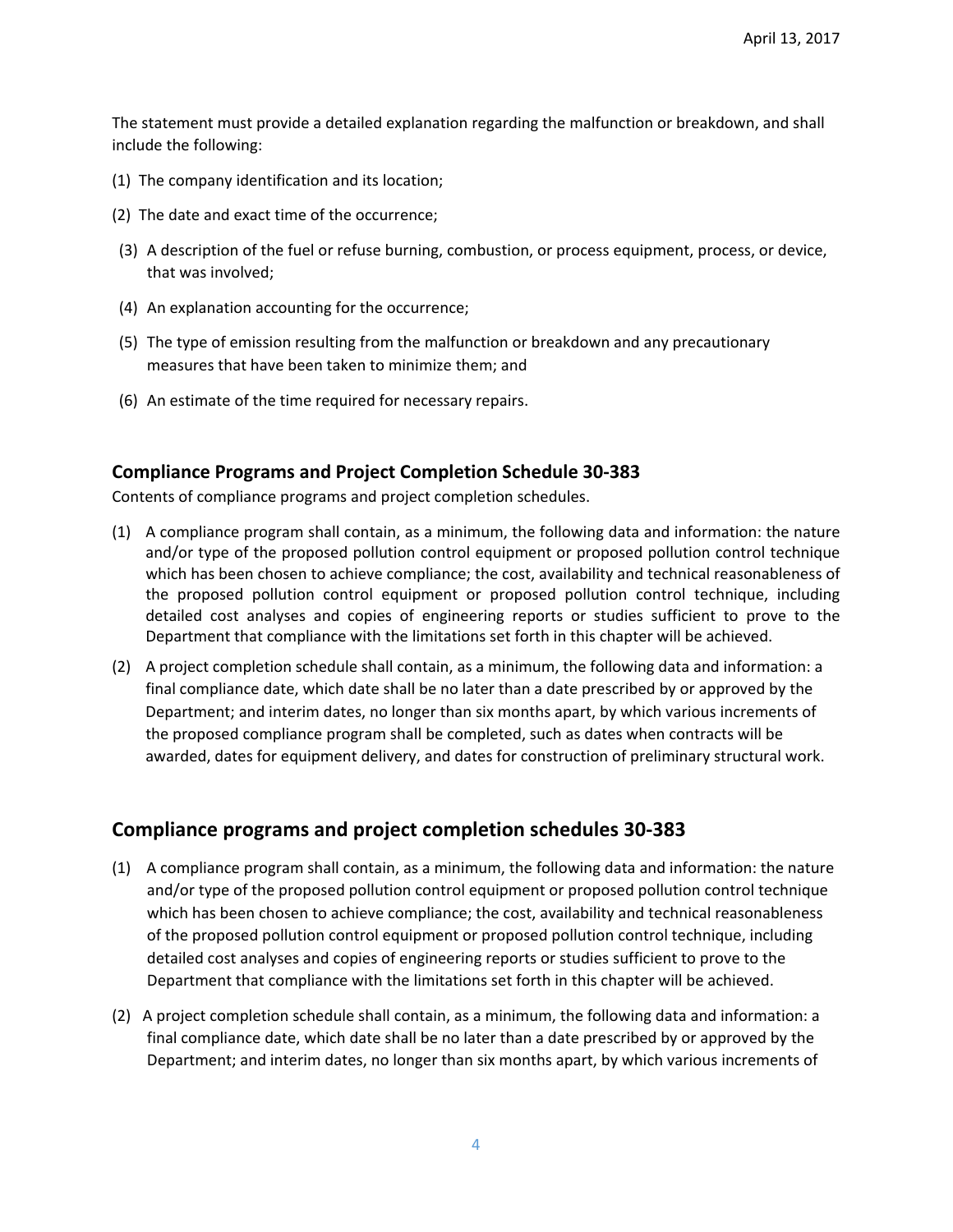The statement must provide a detailed explanation regarding the malfunction or breakdown, and shall include the following:

(1) The company identification and its location;

(2) The date and exact time of the occurrence;

(3) A description of the fuel or refuse burning, combustion, or process equipment, process, or device, that was involved;

(4) An explanation accounting for the occurrence;

(5) The type of emission resulting from the malfunction or breakdown and any precautionary measures that have been taken to minimize them; and

(6) An estimate of the time required for necessary repairs.

### Compliance Programs and Project Completion Schedule 30-383

Contents of compliance programs and project completion schedules.

(1) A compliance program shall contain, as a minimum, the following data and information: the nature and/or type of the proposed pollution control equipment or proposed pollution control technique which has been chosen to achieve compliance; the cost, availability and technical reasonableness of the proposed pollution control equipment or proposed pollution control technique, including detailed cost analyses and copies of engineering reports or studies sufficient to prove to the Department that compliance with the limitations set forth in this chapter will be achieved.

(2) A project completion schedule shall contain, as a minimum, the following data and information: a final compliance date, which date shall be no later than a date prescribed by or approved by the Department; and interim dates, no longer than six months apart, by which various increments of the proposed compliance program shall be completed, such as dates when contracts will be awarded, dates for equipment delivery, and dates for construction of preliminary structural work.

## Compliance programs and project completion schedules 30-383

(1) A compliance program shall contain, as a minimum, the following data and information: the nature and/or type of the proposed pollution control equipment or proposed pollution control technique which has been chosen to achieve compliance; the cost, availability and technical reasonableness of the proposed pollution control equipment or proposed pollution control technique, including detailed cost analyses and copies of engineering reports or studies sufficient to prove to the Department that compliance with the limitations set forth in this chapter will be achieved.

(2) A project completion schedule shall contain, as a minimum, the following data and information: a final compliance date, which date shall be no later than a date prescribed by or approved by the Department; and interim dates, no longer than six months apart, by which various increments of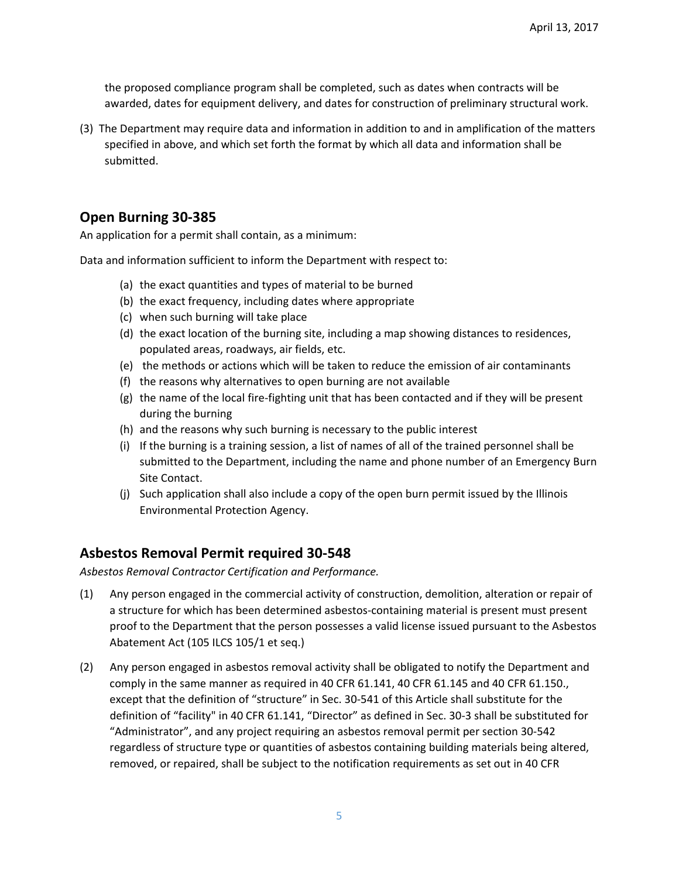the proposed compliance program shall be completed, such as dates when contracts will be awarded, dates for equipment delivery, and dates for construction of preliminary structural work.

(3) The Department may require data and information in addition to and in amplification of the matters specified in above, and which set forth the format by which all data and information shall be submitted.

## Open Burning 30-385

An application for a permit shall contain, as a minimum:

Data and information sufficient to inform the Department with respect to:

(a) the exact quantities and types of material to be burned
(b) the exact frequency, including dates where appropriate
(c) when such burning will take place
(d) the exact location of the burning site, including a map showing distances to residences, populated areas, roadways, air fields, etc.
(e) the methods or actions which will be taken to reduce the emission of air contaminants
(f) the reasons why alternatives to open burning are not available
(g) the name of the local fire-fighting unit that has been contacted and if they will be present during the burning
(h) and the reasons why such burning is necessary to the public interest
(i) If the burning is a training session, a list of names of all of the trained personnel shall be submitted to the Department, including the name and phone number of an Emergency Burn Site Contact.
(j) Such application shall also include a copy of the open burn permit issued by the Illinois Environmental Protection Agency.

## Asbestos Removal Permit required 30-548

*Asbestos Removal Contractor Certification and Performance.*

(1) Any person engaged in the commercial activity of construction, demolition, alteration or repair of a structure for which has been determined asbestos-containing material is present must present proof to the Department that the person possesses a valid license issued pursuant to the Asbestos Abatement Act (105 ILCS 105/1 et seq.)

(2) Any person engaged in asbestos removal activity shall be obligated to notify the Department and comply in the same manner as required in 40 CFR 61.141, 40 CFR 61.145 and 40 CFR 61.150., except that the definition of "structure" in Sec. 30-541 of this Article shall substitute for the definition of "facility" in 40 CFR 61.141, "Director" as defined in Sec. 30-3 shall be substituted for "Administrator", and any project requiring an asbestos removal permit per section 30-542 regardless of structure type or quantities of asbestos containing building materials being altered, removed, or repaired, shall be subject to the notification requirements as set out in 40 CFR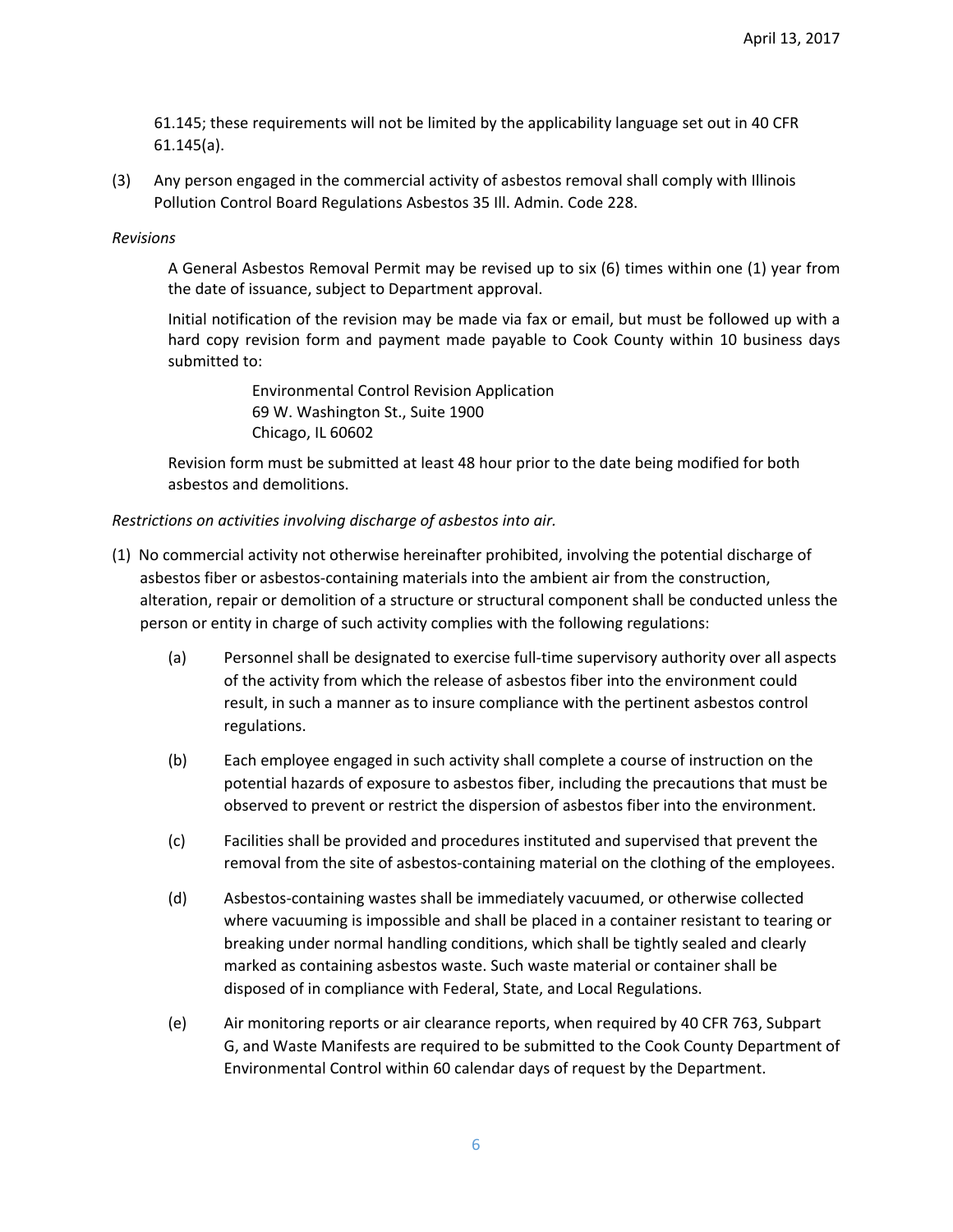61.145; these requirements will not be limited by the applicability language set out in 40 CFR 61.145(a).

(3) Any person engaged in the commercial activity of asbestos removal shall comply with Illinois Pollution Control Board Regulations Asbestos 35 Ill. Admin. Code 228.

*Revisions*

A General Asbestos Removal Permit may be revised up to six (6) times within one (1) year from the date of issuance, subject to Department approval.

Initial notification of the revision may be made via fax or email, but must be followed up with a hard copy revision form and payment made payable to Cook County within 10 business days submitted to:

> Environmental Control Revision Application
> 69 W. Washington St., Suite 1900
> Chicago, IL 60602

Revision form must be submitted at least 48 hour prior to the date being modified for both asbestos and demolitions.

*Restrictions on activities involving discharge of asbestos into air.*

(1) No commercial activity not otherwise hereinafter prohibited, involving the potential discharge of asbestos fiber or asbestos-containing materials into the ambient air from the construction, alteration, repair or demolition of a structure or structural component shall be conducted unless the person or entity in charge of such activity complies with the following regulations:

(a) Personnel shall be designated to exercise full-time supervisory authority over all aspects of the activity from which the release of asbestos fiber into the environment could result, in such a manner as to insure compliance with the pertinent asbestos control regulations.

(b) Each employee engaged in such activity shall complete a course of instruction on the potential hazards of exposure to asbestos fiber, including the precautions that must be observed to prevent or restrict the dispersion of asbestos fiber into the environment.

(c) Facilities shall be provided and procedures instituted and supervised that prevent the removal from the site of asbestos-containing material on the clothing of the employees.

(d) Asbestos-containing wastes shall be immediately vacuumed, or otherwise collected where vacuuming is impossible and shall be placed in a container resistant to tearing or breaking under normal handling conditions, which shall be tightly sealed and clearly marked as containing asbestos waste. Such waste material or container shall be disposed of in compliance with Federal, State, and Local Regulations.

(e) Air monitoring reports or air clearance reports, when required by 40 CFR 763, Subpart G, and Waste Manifests are required to be submitted to the Cook County Department of Environmental Control within 60 calendar days of request by the Department.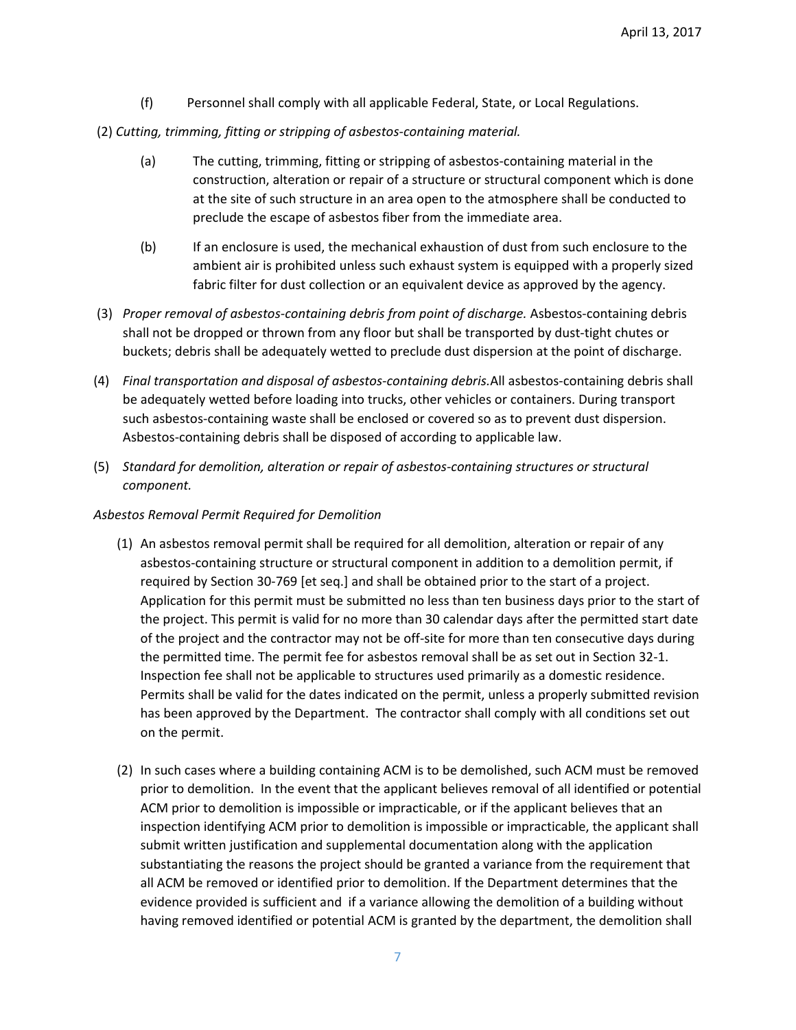(f) Personnel shall comply with all applicable Federal, State, or Local Regulations.

(2) *Cutting, trimming, fitting or stripping of asbestos-containing material.*

(a) The cutting, trimming, fitting or stripping of asbestos-containing material in the construction, alteration or repair of a structure or structural component which is done at the site of such structure in an area open to the atmosphere shall be conducted to preclude the escape of asbestos fiber from the immediate area.

(b) If an enclosure is used, the mechanical exhaustion of dust from such enclosure to the ambient air is prohibited unless such exhaust system is equipped with a properly sized fabric filter for dust collection or an equivalent device as approved by the agency.

(3) *Proper removal of asbestos-containing debris from point of discharge.* Asbestos-containing debris shall not be dropped or thrown from any floor but shall be transported by dust-tight chutes or buckets; debris shall be adequately wetted to preclude dust dispersion at the point of discharge.

(4) *Final transportation and disposal of asbestos-containing debris.*All asbestos-containing debris shall be adequately wetted before loading into trucks, other vehicles or containers. During transport such asbestos-containing waste shall be enclosed or covered so as to prevent dust dispersion. Asbestos-containing debris shall be disposed of according to applicable law.

(5) *Standard for demolition, alteration or repair of asbestos-containing structures or structural component.*

*Asbestos Removal Permit Required for Demolition*

(1) An asbestos removal permit shall be required for all demolition, alteration or repair of any asbestos-containing structure or structural component in addition to a demolition permit, if required by Section 30-769 [et seq.] and shall be obtained prior to the start of a project. Application for this permit must be submitted no less than ten business days prior to the start of the project. This permit is valid for no more than 30 calendar days after the permitted start date of the project and the contractor may not be off-site for more than ten consecutive days during the permitted time. The permit fee for asbestos removal shall be as set out in Section 32-1. Inspection fee shall not be applicable to structures used primarily as a domestic residence. Permits shall be valid for the dates indicated on the permit, unless a properly submitted revision has been approved by the Department. The contractor shall comply with all conditions set out on the permit.

(2) In such cases where a building containing ACM is to be demolished, such ACM must be removed prior to demolition. In the event that the applicant believes removal of all identified or potential ACM prior to demolition is impossible or impracticable, or if the applicant believes that an inspection identifying ACM prior to demolition is impossible or impracticable, the applicant shall submit written justification and supplemental documentation along with the application substantiating the reasons the project should be granted a variance from the requirement that all ACM be removed or identified prior to demolition. If the Department determines that the evidence provided is sufficient and if a variance allowing the demolition of a building without having removed identified or potential ACM is granted by the department, the demolition shall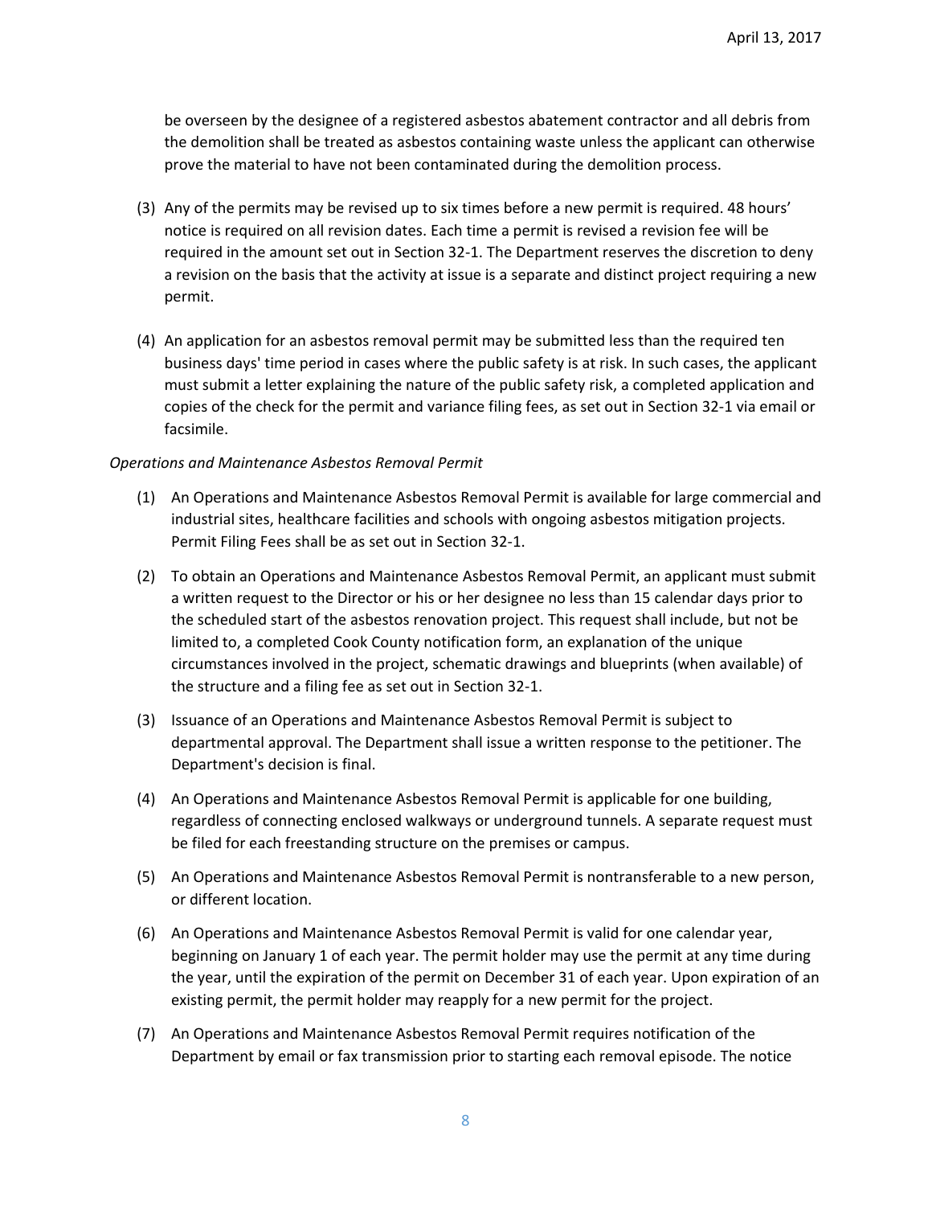be overseen by the designee of a registered asbestos abatement contractor and all debris from the demolition shall be treated as asbestos containing waste unless the applicant can otherwise prove the material to have not been contaminated during the demolition process.

(3) Any of the permits may be revised up to six times before a new permit is required. 48 hours' notice is required on all revision dates. Each time a permit is revised a revision fee will be required in the amount set out in Section 32-1. The Department reserves the discretion to deny a revision on the basis that the activity at issue is a separate and distinct project requiring a new permit.

(4) An application for an asbestos removal permit may be submitted less than the required ten business days' time period in cases where the public safety is at risk. In such cases, the applicant must submit a letter explaining the nature of the public safety risk, a completed application and copies of the check for the permit and variance filing fees, as set out in Section 32-1 via email or facsimile.

*Operations and Maintenance Asbestos Removal Permit*

(1) An Operations and Maintenance Asbestos Removal Permit is available for large commercial and industrial sites, healthcare facilities and schools with ongoing asbestos mitigation projects. Permit Filing Fees shall be as set out in Section 32-1.

(2) To obtain an Operations and Maintenance Asbestos Removal Permit, an applicant must submit a written request to the Director or his or her designee no less than 15 calendar days prior to the scheduled start of the asbestos renovation project. This request shall include, but not be limited to, a completed Cook County notification form, an explanation of the unique circumstances involved in the project, schematic drawings and blueprints (when available) of the structure and a filing fee as set out in Section 32-1.

(3) Issuance of an Operations and Maintenance Asbestos Removal Permit is subject to departmental approval. The Department shall issue a written response to the petitioner. The Department's decision is final.

(4) An Operations and Maintenance Asbestos Removal Permit is applicable for one building, regardless of connecting enclosed walkways or underground tunnels. A separate request must be filed for each freestanding structure on the premises or campus.

(5) An Operations and Maintenance Asbestos Removal Permit is nontransferable to a new person, or different location.

(6) An Operations and Maintenance Asbestos Removal Permit is valid for one calendar year, beginning on January 1 of each year. The permit holder may use the permit at any time during the year, until the expiration of the permit on December 31 of each year. Upon expiration of an existing permit, the permit holder may reapply for a new permit for the project.

(7) An Operations and Maintenance Asbestos Removal Permit requires notification of the Department by email or fax transmission prior to starting each removal episode. The notice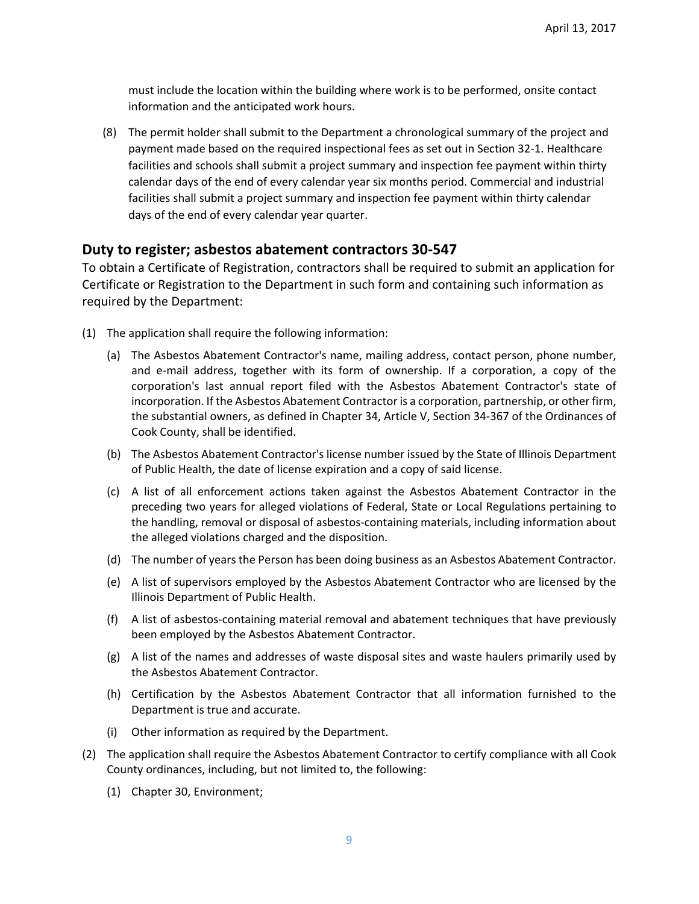must include the location within the building where work is to be performed, onsite contact information and the anticipated work hours.

(8) The permit holder shall submit to the Department a chronological summary of the project and payment made based on the required inspectional fees as set out in Section 32-1. Healthcare facilities and schools shall submit a project summary and inspection fee payment within thirty calendar days of the end of every calendar year six months period. Commercial and industrial facilities shall submit a project summary and inspection fee payment within thirty calendar days of the end of every calendar year quarter.

## Duty to register; asbestos abatement contractors 30-547

To obtain a Certificate of Registration, contractors shall be required to submit an application for Certificate or Registration to the Department in such form and containing such information as required by the Department:

(1) The application shall require the following information:

   (a) The Asbestos Abatement Contractor's name, mailing address, contact person, phone number, and e-mail address, together with its form of ownership. If a corporation, a copy of the corporation's last annual report filed with the Asbestos Abatement Contractor's state of incorporation. If the Asbestos Abatement Contractor is a corporation, partnership, or other firm, the substantial owners, as defined in Chapter 34, Article V, Section 34-367 of the Ordinances of Cook County, shall be identified.

   (b) The Asbestos Abatement Contractor's license number issued by the State of Illinois Department of Public Health, the date of license expiration and a copy of said license.

   (c) A list of all enforcement actions taken against the Asbestos Abatement Contractor in the preceding two years for alleged violations of Federal, State or Local Regulations pertaining to the handling, removal or disposal of asbestos-containing materials, including information about the alleged violations charged and the disposition.

   (d) The number of years the Person has been doing business as an Asbestos Abatement Contractor.

   (e) A list of supervisors employed by the Asbestos Abatement Contractor who are licensed by the Illinois Department of Public Health.

   (f) A list of asbestos-containing material removal and abatement techniques that have previously been employed by the Asbestos Abatement Contractor.

   (g) A list of the names and addresses of waste disposal sites and waste haulers primarily used by the Asbestos Abatement Contractor.

   (h) Certification by the Asbestos Abatement Contractor that all information furnished to the Department is true and accurate.

   (i) Other information as required by the Department.

(2) The application shall require the Asbestos Abatement Contractor to certify compliance with all Cook County ordinances, including, but not limited to, the following:

   (1) Chapter 30, Environment;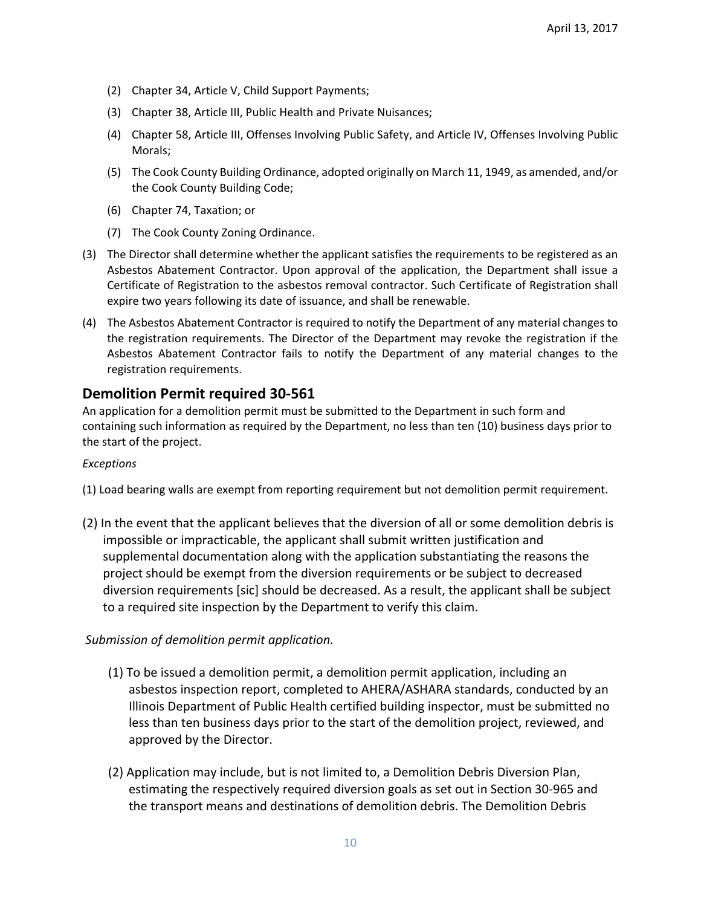(2) Chapter 34, Article V, Child Support Payments;

(3) Chapter 38, Article III, Public Health and Private Nuisances;

(4) Chapter 58, Article III, Offenses Involving Public Safety, and Article IV, Offenses Involving Public Morals;

(5) The Cook County Building Ordinance, adopted originally on March 11, 1949, as amended, and/or the Cook County Building Code;

(6) Chapter 74, Taxation; or

(7) The Cook County Zoning Ordinance.

(3) The Director shall determine whether the applicant satisfies the requirements to be registered as an Asbestos Abatement Contractor. Upon approval of the application, the Department shall issue a Certificate of Registration to the asbestos removal contractor. Such Certificate of Registration shall expire two years following its date of issuance, and shall be renewable.

(4) The Asbestos Abatement Contractor is required to notify the Department of any material changes to the registration requirements. The Director of the Department may revoke the registration if the Asbestos Abatement Contractor fails to notify the Department of any material changes to the registration requirements.

## Demolition Permit required 30-561

An application for a demolition permit must be submitted to the Department in such form and containing such information as required by the Department, no less than ten (10) business days prior to the start of the project.

*Exceptions*

(1) Load bearing walls are exempt from reporting requirement but not demolition permit requirement.

(2) In the event that the applicant believes that the diversion of all or some demolition debris is impossible or impracticable, the applicant shall submit written justification and supplemental documentation along with the application substantiating the reasons the project should be exempt from the diversion requirements or be subject to decreased diversion requirements [sic] should be decreased. As a result, the applicant shall be subject to a required site inspection by the Department to verify this claim.

*Submission of demolition permit application.*

(1) To be issued a demolition permit, a demolition permit application, including an asbestos inspection report, completed to AHERA/ASHARA standards, conducted by an Illinois Department of Public Health certified building inspector, must be submitted no less than ten business days prior to the start of the demolition project, reviewed, and approved by the Director.

(2) Application may include, but is not limited to, a Demolition Debris Diversion Plan, estimating the respectively required diversion goals as set out in Section 30-965 and the transport means and destinations of demolition debris. The Demolition Debris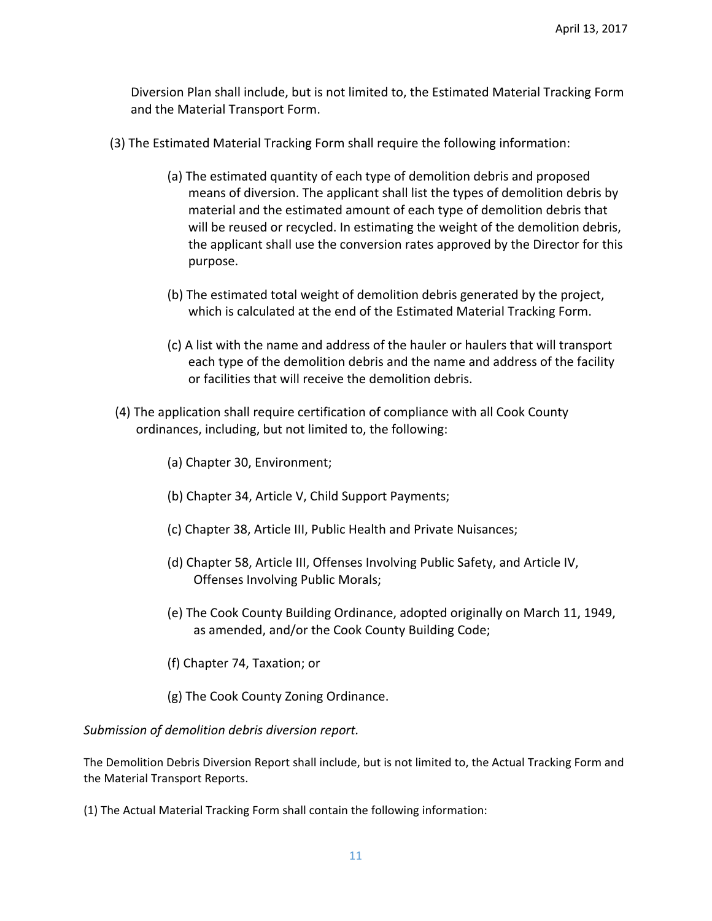Diversion Plan shall include, but is not limited to, the Estimated Material Tracking Form and the Material Transport Form.

(3) The Estimated Material Tracking Form shall require the following information:

(a) The estimated quantity of each type of demolition debris and proposed means of diversion. The applicant shall list the types of demolition debris by material and the estimated amount of each type of demolition debris that will be reused or recycled. In estimating the weight of the demolition debris, the applicant shall use the conversion rates approved by the Director for this purpose.

(b) The estimated total weight of demolition debris generated by the project, which is calculated at the end of the Estimated Material Tracking Form.

(c) A list with the name and address of the hauler or haulers that will transport each type of the demolition debris and the name and address of the facility or facilities that will receive the demolition debris.

(4) The application shall require certification of compliance with all Cook County ordinances, including, but not limited to, the following:

(a) Chapter 30, Environment;

(b) Chapter 34, Article V, Child Support Payments;

(c) Chapter 38, Article III, Public Health and Private Nuisances;

(d) Chapter 58, Article III, Offenses Involving Public Safety, and Article IV, Offenses Involving Public Morals;

(e) The Cook County Building Ordinance, adopted originally on March 11, 1949, as amended, and/or the Cook County Building Code;

(f) Chapter 74, Taxation; or

(g) The Cook County Zoning Ordinance.

*Submission of demolition debris diversion report.*

The Demolition Debris Diversion Report shall include, but is not limited to, the Actual Tracking Form and the Material Transport Reports.

(1) The Actual Material Tracking Form shall contain the following information: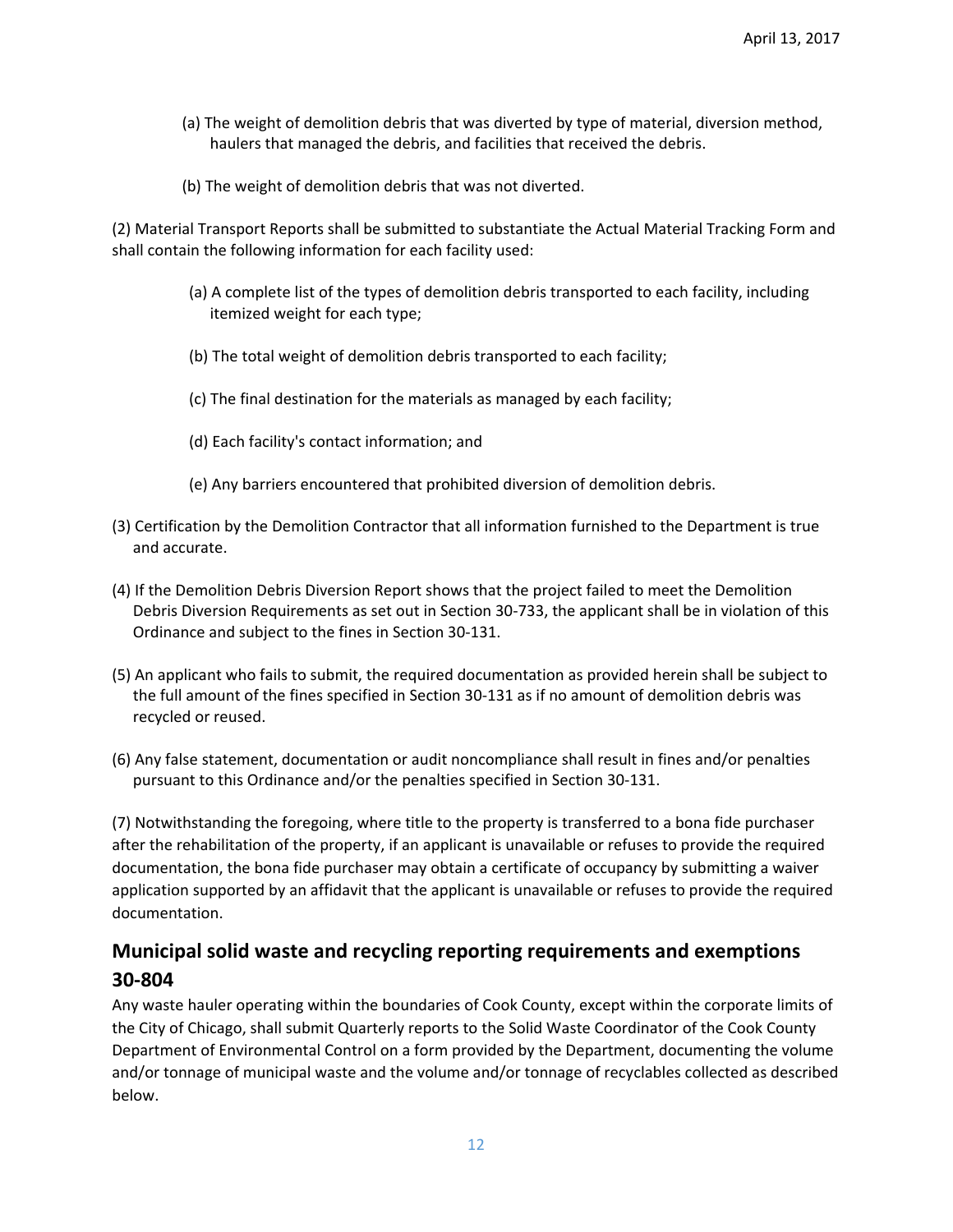(a) The weight of demolition debris that was diverted by type of material, diversion method, haulers that managed the debris, and facilities that received the debris.

(b) The weight of demolition debris that was not diverted.

(2) Material Transport Reports shall be submitted to substantiate the Actual Material Tracking Form and shall contain the following information for each facility used:

(a) A complete list of the types of demolition debris transported to each facility, including itemized weight for each type;

(b) The total weight of demolition debris transported to each facility;

(c) The final destination for the materials as managed by each facility;

(d) Each facility's contact information; and

(e) Any barriers encountered that prohibited diversion of demolition debris.

(3) Certification by the Demolition Contractor that all information furnished to the Department is true and accurate.

(4) If the Demolition Debris Diversion Report shows that the project failed to meet the Demolition Debris Diversion Requirements as set out in Section 30-733, the applicant shall be in violation of this Ordinance and subject to the fines in Section 30-131.

(5) An applicant who fails to submit, the required documentation as provided herein shall be subject to the full amount of the fines specified in Section 30-131 as if no amount of demolition debris was recycled or reused.

(6) Any false statement, documentation or audit noncompliance shall result in fines and/or penalties pursuant to this Ordinance and/or the penalties specified in Section 30-131.

(7) Notwithstanding the foregoing, where title to the property is transferred to a bona fide purchaser after the rehabilitation of the property, if an applicant is unavailable or refuses to provide the required documentation, the bona fide purchaser may obtain a certificate of occupancy by submitting a waiver application supported by an affidavit that the applicant is unavailable or refuses to provide the required documentation.

## Municipal solid waste and recycling reporting requirements and exemptions 30-804

Any waste hauler operating within the boundaries of Cook County, except within the corporate limits of the City of Chicago, shall submit Quarterly reports to the Solid Waste Coordinator of the Cook County Department of Environmental Control on a form provided by the Department, documenting the volume and/or tonnage of municipal waste and the volume and/or tonnage of recyclables collected as described below.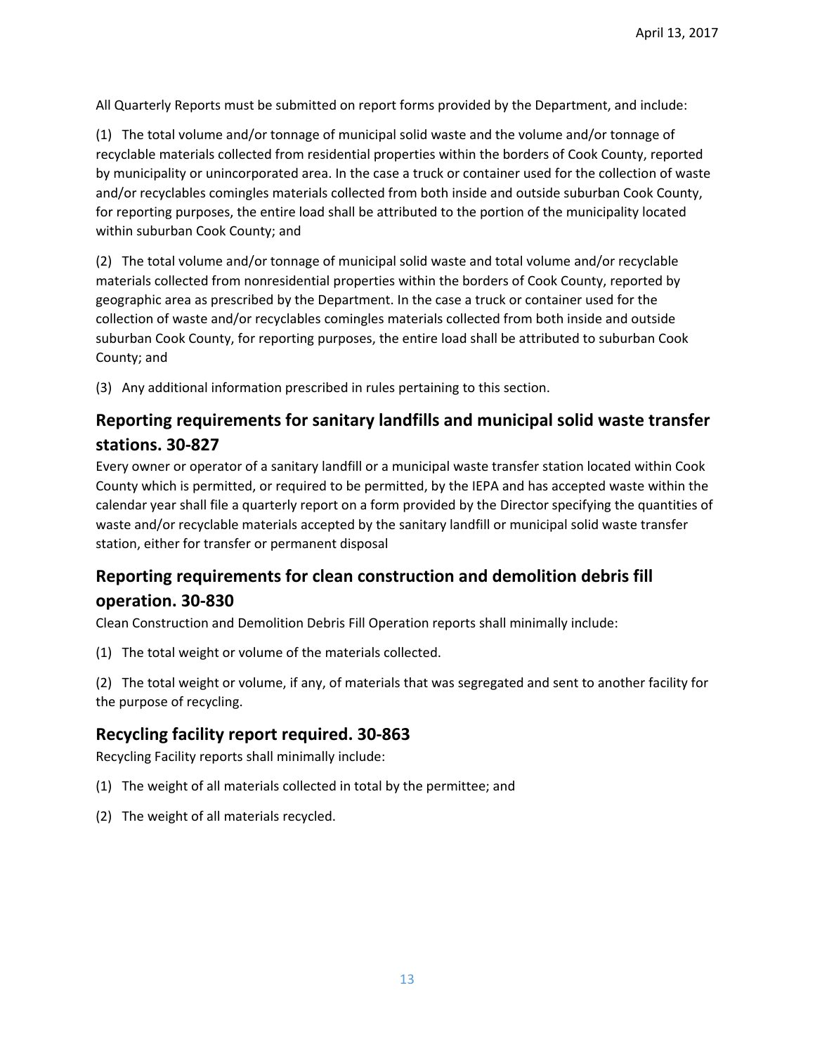All Quarterly Reports must be submitted on report forms provided by the Department, and include:

(1) The total volume and/or tonnage of municipal solid waste and the volume and/or tonnage of recyclable materials collected from residential properties within the borders of Cook County, reported by municipality or unincorporated area. In the case a truck or container used for the collection of waste and/or recyclables comingles materials collected from both inside and outside suburban Cook County, for reporting purposes, the entire load shall be attributed to the portion of the municipality located within suburban Cook County; and

(2) The total volume and/or tonnage of municipal solid waste and total volume and/or recyclable materials collected from nonresidential properties within the borders of Cook County, reported by geographic area as prescribed by the Department. In the case a truck or container used for the collection of waste and/or recyclables comingles materials collected from both inside and outside suburban Cook County, for reporting purposes, the entire load shall be attributed to suburban Cook County; and

(3) Any additional information prescribed in rules pertaining to this section.

## Reporting requirements for sanitary landfills and municipal solid waste transfer stations. 30-827

Every owner or operator of a sanitary landfill or a municipal waste transfer station located within Cook County which is permitted, or required to be permitted, by the IEPA and has accepted waste within the calendar year shall file a quarterly report on a form provided by the Director specifying the quantities of waste and/or recyclable materials accepted by the sanitary landfill or municipal solid waste transfer station, either for transfer or permanent disposal

## Reporting requirements for clean construction and demolition debris fill operation. 30-830

Clean Construction and Demolition Debris Fill Operation reports shall minimally include:

(1) The total weight or volume of the materials collected.

(2) The total weight or volume, if any, of materials that was segregated and sent to another facility for the purpose of recycling.

## Recycling facility report required. 30-863

Recycling Facility reports shall minimally include:

(1) The weight of all materials collected in total by the permittee; and

(2) The weight of all materials recycled.